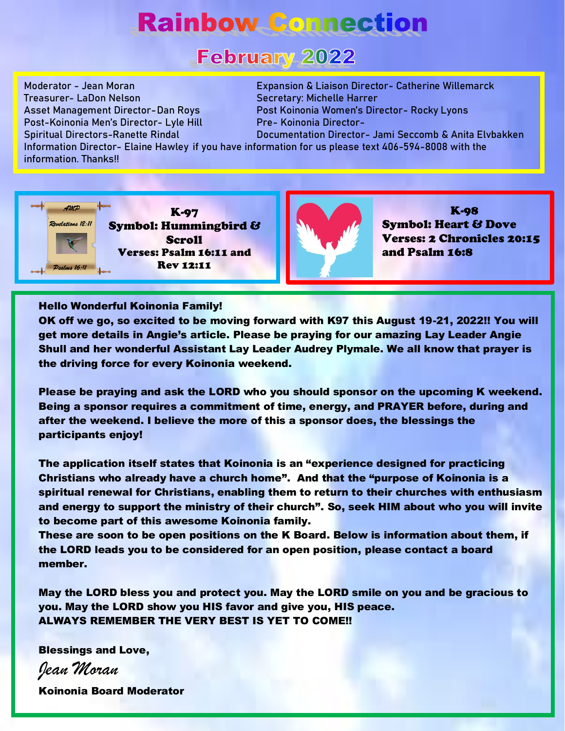# Rainbow Connection

## February 2022

Moderator - Jean Moran
Treasurer- LaDon Nelson
Asset Management Director-Dan Roys
Post-Koinonia Men's Director- Lyle Hill
Spiritual Directors-Ranette Rindal
Expansion & Liaison Director- Catherine Willemarck
Secretary: Michelle Harrer
Post Koinonia Women's Director- Rocky Lyons
Pre- Koinonia Director-
Documentation Director- Jami Seccomb & Anita Elvbakken
Information Director- Elaine Hawley if you have information for us please text 406-594-8008 with the information. Thanks!!

AMP
Revelations 12:11
Psalms 16:11

**K-97**
**Symbol: Hummingbird & Scroll**
**Verses: Psalm 16:11 and Rev 12:11**

**K-98**
**Symbol: Heart & Dove**
**Verses: 2 Chronicles 20:15 and Psalm 16:8**

**Hello Wonderful Koinonia Family!**

**OK off we go, so excited to be moving forward with K97 this August 19-21, 2022!! You will get more details in Angie's article. Please be praying for our amazing Lay Leader Angie Shull and her wonderful Assistant Lay Leader Audrey Plymale. We all know that prayer is the driving force for every Koinonia weekend.**

**Please be praying and ask the LORD who you should sponsor on the upcoming K weekend. Being a sponsor requires a commitment of time, energy, and PRAYER before, during and after the weekend. I believe the more of this a sponsor does, the blessings the participants enjoy!**

**The application itself states that Koinonia is an "experience designed for practicing Christians who already have a church home". And that the "purpose of Koinonia is a spiritual renewal for Christians, enabling them to return to their churches with enthusiasm and energy to support the ministry of their church". So, seek HIM about who you will invite to become part of this awesome Koinonia family.**
**These are soon to be open positions on the K Board. Below is information about them, if the LORD leads you to be considered for an open position, please contact a board member.**

**May the LORD bless you and protect you. May the LORD smile on you and be gracious to you. May the LORD show you HIS favor and give you, HIS peace.**
**ALWAYS REMEMBER THE VERY BEST IS YET TO COME!!**

**Blessings and Love,**

*Jean Moran*

**Koinonia Board Moderator**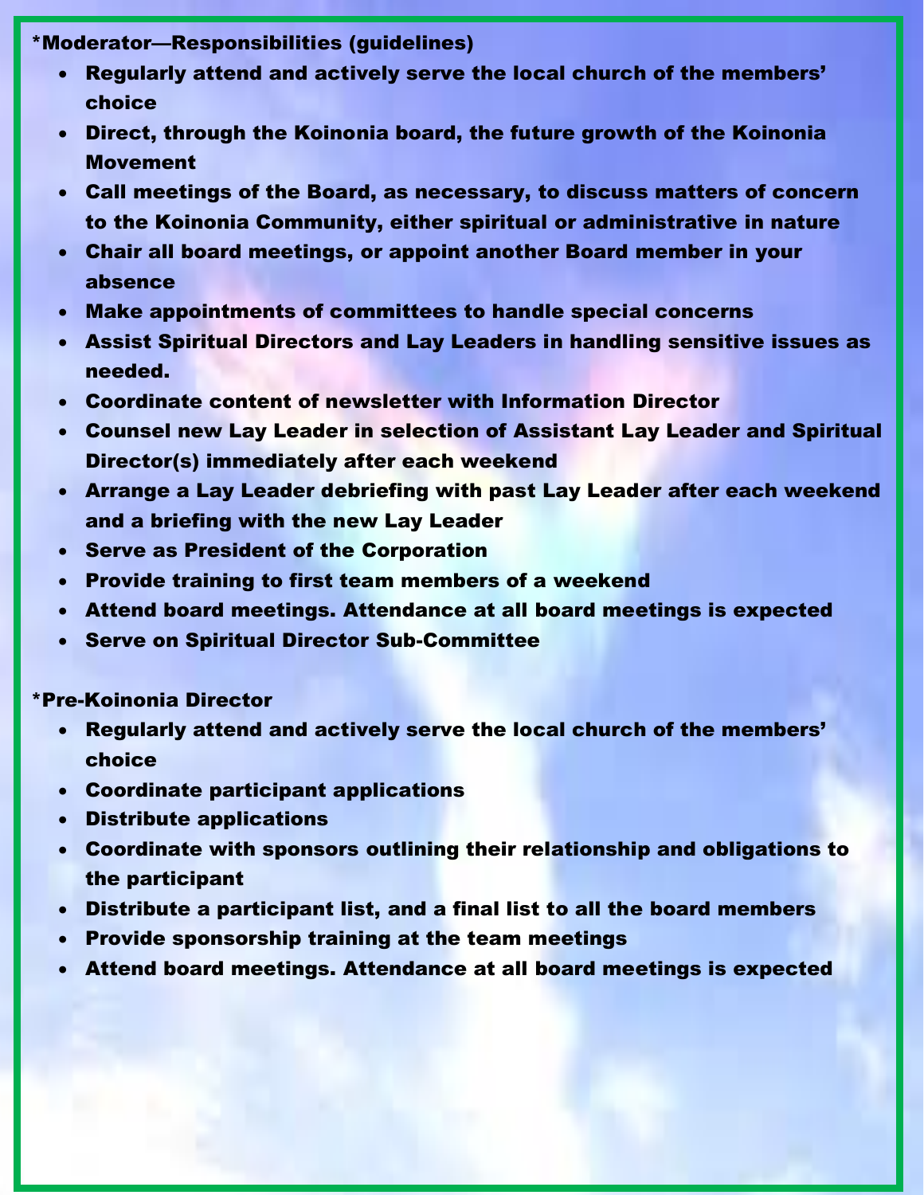**\*Moderator—Responsibilities (guidelines)**

- **Regularly attend and actively serve the local church of the members' choice**
- **Direct, through the Koinonia board, the future growth of the Koinonia Movement**
- **Call meetings of the Board, as necessary, to discuss matters of concern to the Koinonia Community, either spiritual or administrative in nature**
- **Chair all board meetings, or appoint another Board member in your absence**
- **Make appointments of committees to handle special concerns**
- **Assist Spiritual Directors and Lay Leaders in handling sensitive issues as needed.**
- **Coordinate content of newsletter with Information Director**
- **Counsel new Lay Leader in selection of Assistant Lay Leader and Spiritual Director(s) immediately after each weekend**
- **Arrange a Lay Leader debriefing with past Lay Leader after each weekend and a briefing with the new Lay Leader**
- **Serve as President of the Corporation**
- **Provide training to first team members of a weekend**
- **Attend board meetings. Attendance at all board meetings is expected**
- **Serve on Spiritual Director Sub-Committee**

**\*Pre-Koinonia Director**

- **Regularly attend and actively serve the local church of the members' choice**
- **Coordinate participant applications**
- **Distribute applications**
- **Coordinate with sponsors outlining their relationship and obligations to the participant**
- **Distribute a participant list, and a final list to all the board members**
- **Provide sponsorship training at the team meetings**
- **Attend board meetings. Attendance at all board meetings is expected**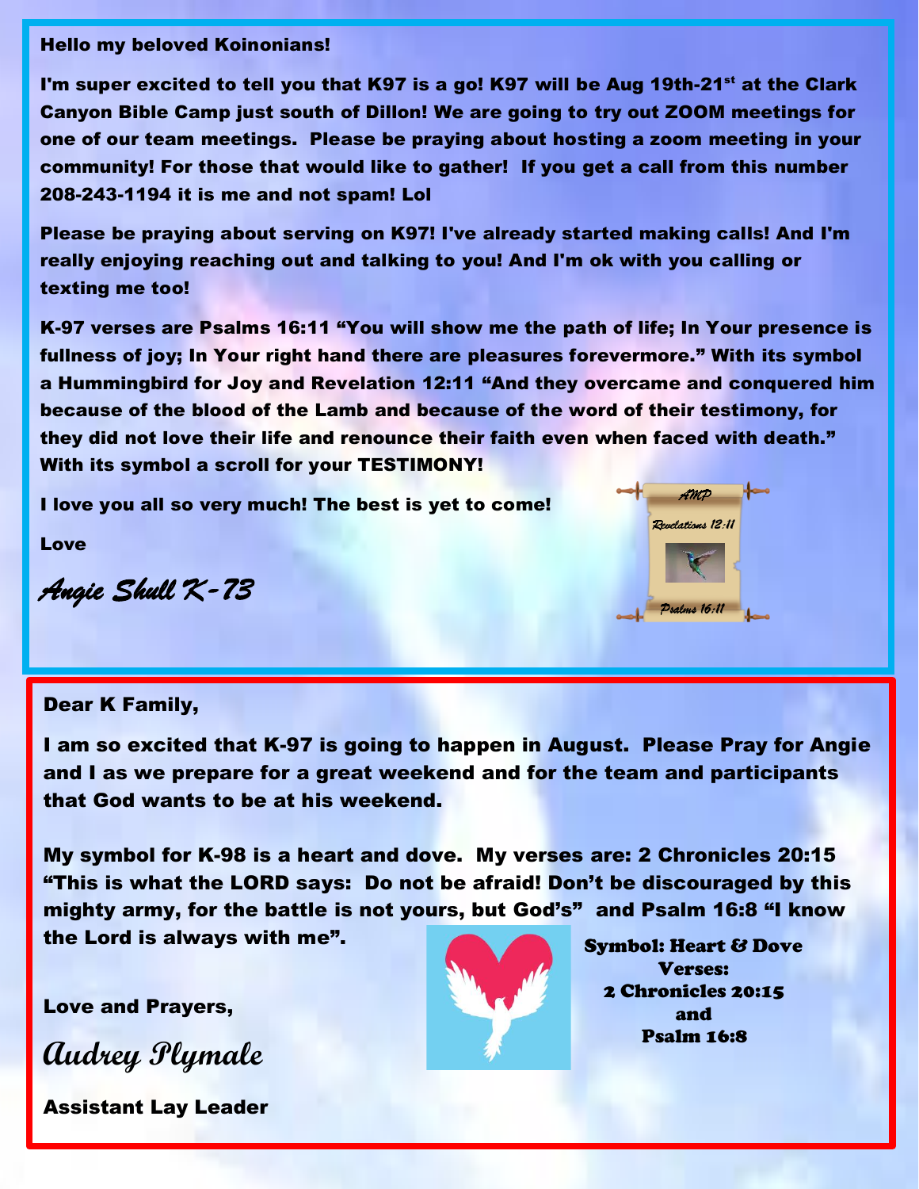**Hello my beloved Koinonians!**

**I'm super excited to tell you that K97 is a go! K97 will be Aug 19th-21st at the Clark Canyon Bible Camp just south of Dillon! We are going to try out ZOOM meetings for one of our team meetings. Please be praying about hosting a zoom meeting in your community! For those that would like to gather! If you get a call from this number 208-243-1194 it is me and not spam! Lol**

**Please be praying about serving on K97! I've already started making calls! And I'm really enjoying reaching out and talking to you! And I'm ok with you calling or texting me too!**

**K-97 verses are Psalms 16:11 "You will show me the path of life; In Your presence is fullness of joy; In Your right hand there are pleasures forevermore." With its symbol a Hummingbird for Joy and Revelation 12:11 "And they overcame and conquered him because of the blood of the Lamb and because of the word of their testimony, for they did not love their life and renounce their faith even when faced with death." With its symbol a scroll for your TESTIMONY!**

**I love you all so very much! The best is yet to come!**

**Love**

*Angie Shull K-73*

AMP

Revelations 12:11

Psalms 16:11

**Dear K Family,**

**I am so excited that K-97 is going to happen in August. Please Pray for Angie and I as we prepare for a great weekend and for the team and participants that God wants to be at his weekend.**

**My symbol for K-98 is a heart and dove. My verses are: 2 Chronicles 20:15 "This is what the LORD says: Do not be afraid! Don't be discouraged by this mighty army, for the battle is not yours, but God's" and Psalm 16:8 "I know the Lord is always with me".**

**Symbol: Heart & Dove**
**Verses:**
**2 Chronicles 20:15**
**and**
**Psalm 16:8**

**Love and Prayers,**

*Audrey Plymale*

**Assistant Lay Leader**